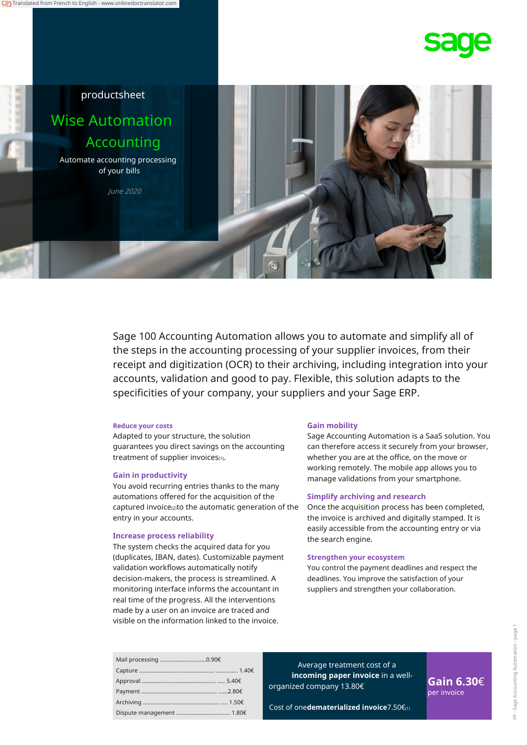productsheet

# Wise Automation Accounting

Automate accounting processing of your bills

*June 2020*

Sage 100 Accounting Automation allows you to automate and simplify all of the steps in the accounting processing of your supplier invoices, from their receipt and digitization (OCR) to their archiving, including integration into your accounts, validation and good to pay. Flexible, this solution adapts to the specificities of your company, your suppliers and your Sage ERP.

### Reduce your costs

Adapted to your structure, the solution guarantees you direct savings on the accounting treatment of supplier invoices(1).

### Gain in productivity

You avoid recurring entries thanks to the many automations offered for the acquisition of the captured invoice(2) to the automatic generation of the entry in your accounts.

### Increase process reliability

The system checks the acquired data for you (duplicates, IBAN, dates). Customizable payment validation workflows automatically notify decision-makers, the process is streamlined. A monitoring interface informs the accountant in real time of the progress. All the interventions made by a user on an invoice are traced and visible on the information linked to the invoice.

### Gain mobility

Sage Accounting Automation is a SaaS solution. You can therefore access it securely from your browser, whether you are at the office, on the move or working remotely. The mobile app allows you to manage validations from your smartphone.

### Simplify archiving and research

Once the acquisition process has been completed, the invoice is archived and digitally stamped. It is easily accessible from the accounting entry or via the search engine.

### Strengthen your ecosystem

You control the payment deadlines and respect the deadlines. You improve the satisfaction of your suppliers and strengthen your collaboration.

| Step | Cost |
|---|---|
| Mail processing | 0.90€ |
| Capture | 1.40€ |
| Approval | 5.40€ |
| Payment | 2.80€ |
| Archiving | 1.50€ |
| Dispute management | 1.80€ |

Average treatment cost of a **incoming paper invoice** in a well-organized company 13.80€

Cost of one **dematerialized invoice** 7.50€(1)

**Gain 6.30€** per invoice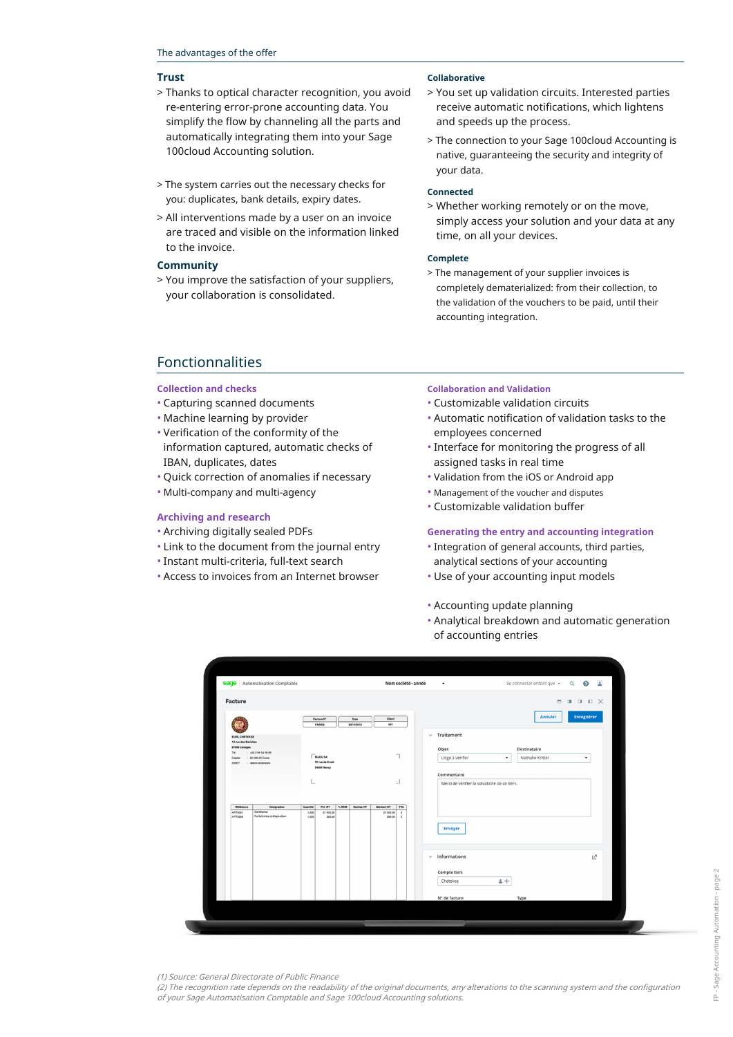The advantages of the offer

## Trust

> Thanks to optical character recognition, you avoid re-entering error-prone accounting data. You simplify the flow by channeling all the parts and automatically integrating them into your Sage 100cloud Accounting solution.

> The system carries out the necessary checks for you: duplicates, bank details, expiry dates.

> All interventions made by a user on an invoice are traced and visible on the information linked to the invoice.

## Community

> You improve the satisfaction of your suppliers, your collaboration is consolidated.

### Collaborative

> You set up validation circuits. Interested parties receive automatic notifications, which lightens and speeds up the process.

> The connection to your Sage 100cloud Accounting is native, guaranteeing the security and integrity of your data.

### Connected

> Whether working remotely or on the move, simply access your solution and your data at any time, on all your devices.

### Complete

> The management of your supplier invoices is completely dematerialized: from their collection, to the validation of the vouchers to be paid, until their accounting integration.

# Fonctionnalities

### Collection and checks

- Capturing scanned documents
- Machine learning by provider
- Verification of the conformity of the information captured, automatic checks of IBAN, duplicates, dates
- Quick correction of anomalies if necessary
- Multi-company and multi-agency

### Archiving and research

- Archiving digitally sealed PDFs
- Link to the document from the journal entry
- Instant multi-criteria, full-text search
- Access to invoices from an Internet browser

### Collaboration and Validation

- Customizable validation circuits
- Automatic notification of validation tasks to the employees concerned
- Interface for monitoring the progress of all assigned tasks in real time
- Validation from the iOS or Android app
- Management of the voucher and disputes
- Customizable validation buffer

### Generating the entry and accounting integration

- Integration of general accounts, third parties, analytical sections of your accounting
- Use of your accounting input models
- Accounting update planning
- Analytical breakdown and automatic generation of accounting entries

*(1) Source: General Directorate of Public Finance*
*(2) The recognition rate depends on the readability of the original documents, any alterations to the scanning system and the configuration of your Sage Automatisation Comptable and Sage 100cloud Accounting solutions.*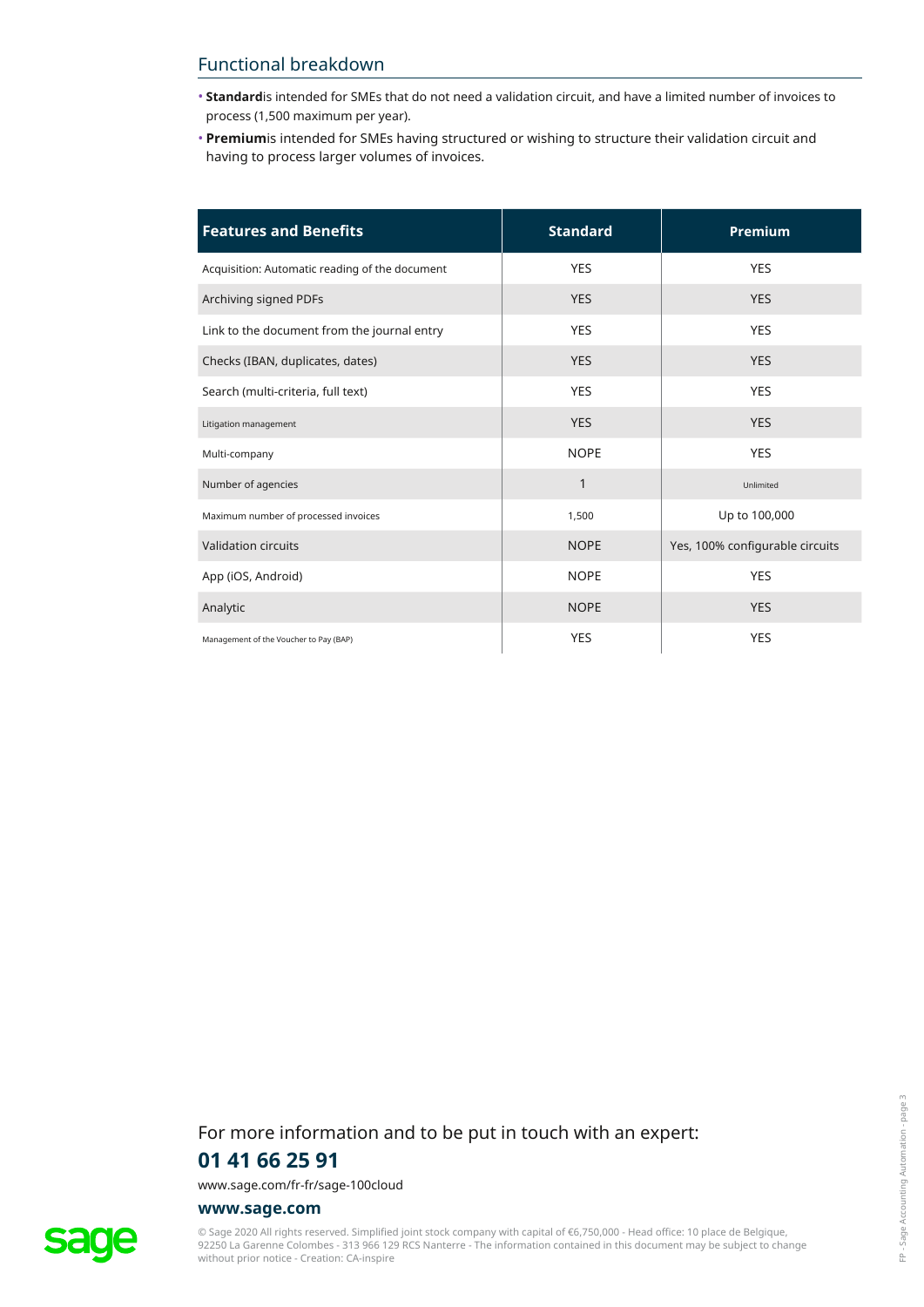## Functional breakdown

- **Standard**is intended for SMEs that do not need a validation circuit, and have a limited number of invoices to process (1,500 maximum per year).
- **Premium**is intended for SMEs having structured or wishing to structure their validation circuit and having to process larger volumes of invoices.

| Features and Benefits | Standard | Premium |
|---|---|---|
| Acquisition: Automatic reading of the document | YES | YES |
| Archiving signed PDFs | YES | YES |
| Link to the document from the journal entry | YES | YES |
| Checks (IBAN, duplicates, dates) | YES | YES |
| Search (multi-criteria, full text) | YES | YES |
| Litigation management | YES | YES |
| Multi-company | NOPE | YES |
| Number of agencies | 1 | Unlimited |
| Maximum number of processed invoices | 1,500 | Up to 100,000 |
| Validation circuits | NOPE | Yes, 100% configurable circuits |
| App (iOS, Android) | NOPE | YES |
| Analytic | NOPE | YES |
| Management of the Voucher to Pay (BAP) | YES | YES |

For more information and to be put in touch with an expert:

**01 41 66 25 91**

www.sage.com/fr-fr/sage-100cloud

**www.sage.com**

© Sage 2020 All rights reserved. Simplified joint stock company with capital of €6,750,000 - Head office: 10 place de Belgique, 92250 La Garenne Colombes - 313 966 129 RCS Nanterre - The information contained in this document may be subject to change without prior notice - Creation: CA-inspire